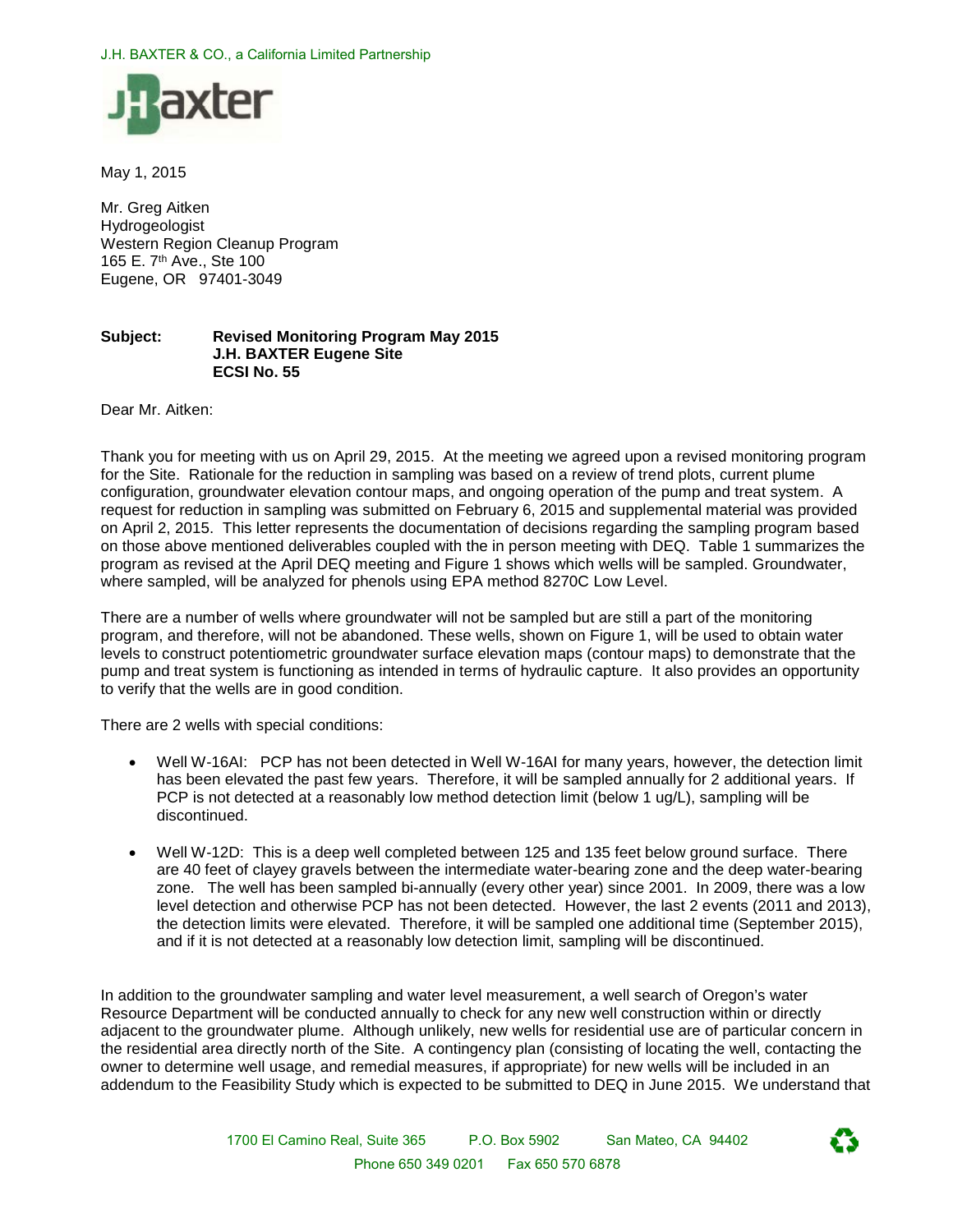J.H. BAXTER & CO., a California Limited Partnership

May 1, 2015

Mr. Greg Aitken
Hydrogeologist
Western Region Cleanup Program
165 E. 7th Ave., Ste 100
Eugene, OR 97401-3049

**Subject: Revised Monitoring Program May 2015**
**J.H. BAXTER Eugene Site**
**ECSI No. 55**

Dear Mr. Aitken:

Thank you for meeting with us on April 29, 2015. At the meeting we agreed upon a revised monitoring program for the Site. Rationale for the reduction in sampling was based on a review of trend plots, current plume configuration, groundwater elevation contour maps, and ongoing operation of the pump and treat system. A request for reduction in sampling was submitted on February 6, 2015 and supplemental material was provided on April 2, 2015. This letter represents the documentation of decisions regarding the sampling program based on those above mentioned deliverables coupled with the in person meeting with DEQ. Table 1 summarizes the program as revised at the April DEQ meeting and Figure 1 shows which wells will be sampled. Groundwater, where sampled, will be analyzed for phenols using EPA method 8270C Low Level.

There are a number of wells where groundwater will not be sampled but are still a part of the monitoring program, and therefore, will not be abandoned. These wells, shown on Figure 1, will be used to obtain water levels to construct potentiometric groundwater surface elevation maps (contour maps) to demonstrate that the pump and treat system is functioning as intended in terms of hydraulic capture. It also provides an opportunity to verify that the wells are in good condition.

There are 2 wells with special conditions:

- Well W-16AI: PCP has not been detected in Well W-16AI for many years, however, the detection limit has been elevated the past few years. Therefore, it will be sampled annually for 2 additional years. If PCP is not detected at a reasonably low method detection limit (below 1 ug/L), sampling will be discontinued.
- Well W-12D: This is a deep well completed between 125 and 135 feet below ground surface. There are 40 feet of clayey gravels between the intermediate water-bearing zone and the deep water-bearing zone. The well has been sampled bi-annually (every other year) since 2001. In 2009, there was a low level detection and otherwise PCP has not been detected. However, the last 2 events (2011 and 2013), the detection limits were elevated. Therefore, it will be sampled one additional time (September 2015), and if it is not detected at a reasonably low detection limit, sampling will be discontinued.

In addition to the groundwater sampling and water level measurement, a well search of Oregon's water Resource Department will be conducted annually to check for any new well construction within or directly adjacent to the groundwater plume. Although unlikely, new wells for residential use are of particular concern in the residential area directly north of the Site. A contingency plan (consisting of locating the well, contacting the owner to determine well usage, and remedial measures, if appropriate) for new wells will be included in an addendum to the Feasibility Study which is expected to be submitted to DEQ in June 2015. We understand that

1700 El Camino Real, Suite 365 P.O. Box 5902 San Mateo, CA 94402
Phone 650 349 0201 Fax 650 570 6878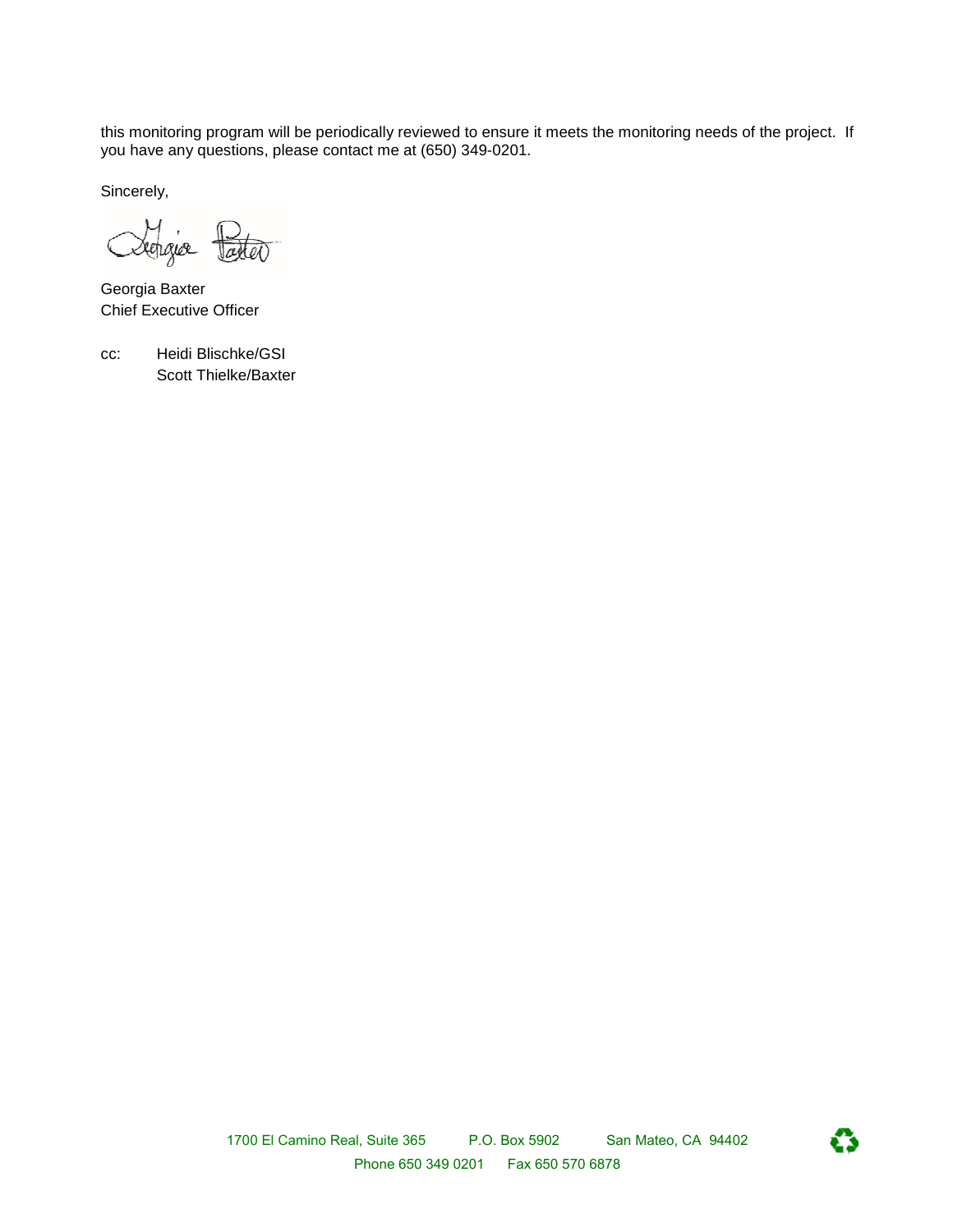this monitoring program will be periodically reviewed to ensure it meets the monitoring needs of the project. If you have any questions, please contact me at (650) 349-0201.

Sincerely,

Georgia Baxter
Chief Executive Officer

cc: Heidi Blischke/GSI
Scott Thielke/Baxter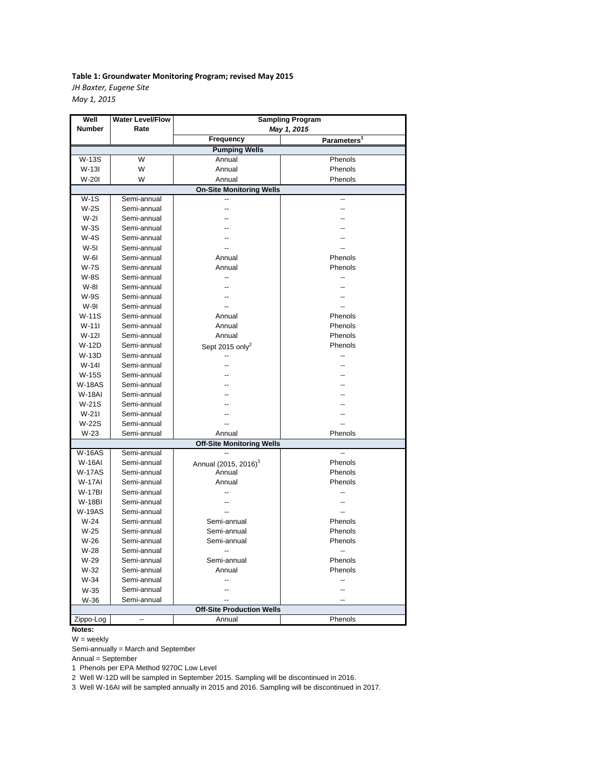**Table 1: Groundwater Monitoring Program; revised May 2015**

*JH Baxter, Eugene Site*

*May 1, 2015*

| Well Number | Water Level/Flow Rate | Sampling Program *May 1, 2015* | |
|---|---|---|---|
| | | Frequency | Parameters[1] |
| **Pumping Wells** | | | |
| W-13S | W | Annual | Phenols |
| W-13I | W | Annual | Phenols |
| W-20I | W | Annual | Phenols |
| **On-Site Monitoring Wells** | | | |
| W-1S | Semi-annual | -- | -- |
| W-2S | Semi-annual | -- | -- |
| W-2I | Semi-annual | -- | -- |
| W-3S | Semi-annual | -- | -- |
| W-4S | Semi-annual | -- | -- |
| W-5I | Semi-annual | -- | -- |
| W-6I | Semi-annual | Annual | Phenols |
| W-7S | Semi-annual | Annual | Phenols |
| W-8S | Semi-annual | -- | -- |
| W-8I | Semi-annual | -- | -- |
| W-9S | Semi-annual | -- | -- |
| W-9I | Semi-annual | -- | -- |
| W-11S | Semi-annual | Annual | Phenols |
| W-11I | Semi-annual | Annual | Phenols |
| W-12I | Semi-annual | Annual | Phenols |
| W-12D | Semi-annual | Sept 2015 only[2] | Phenols |
| W-13D | Semi-annual | -- | -- |
| W-14I | Semi-annual | -- | -- |
| W-15S | Semi-annual | -- | -- |
| W-18AS | Semi-annual | -- | -- |
| W-18AI | Semi-annual | -- | -- |
| W-21S | Semi-annual | -- | -- |
| W-21I | Semi-annual | -- | -- |
| W-22S | Semi-annual | -- | -- |
| W-23 | Semi-annual | Annual | Phenols |
| **Off-Site Monitoring Wells** | | | |
| W-16AS | Semi-annual | -- | -- |
| W-16AI | Semi-annual | Annual (2015, 2016)[3] | Phenols |
| W-17AS | Semi-annual | Annual | Phenols |
| W-17AI | Semi-annual | Annual | Phenols |
| W-17BI | Semi-annual | -- | -- |
| W-18BI | Semi-annual | -- | -- |
| W-19AS | Semi-annual | -- | -- |
| W-24 | Semi-annual | Semi-annual | Phenols |
| W-25 | Semi-annual | Semi-annual | Phenols |
| W-26 | Semi-annual | Semi-annual | Phenols |
| W-28 | Semi-annual | -- | -- |
| W-29 | Semi-annual | Semi-annual | Phenols |
| W-32 | Semi-annual | Annual | Phenols |
| W-34 | Semi-annual | -- | -- |
| W-35 | Semi-annual | -- | -- |
| W-36 | Semi-annual | -- | -- |
| **Off-Site Production Wells** | | | |
| Zippo-Log | -- | Annual | Phenols |

**Notes:**

W = weekly

Semi-annually = March and September

Annual = September

1 Phenols per EPA Method 9270C Low Level

2 Well W-12D will be sampled in September 2015. Sampling will be discontinued in 2016.

3 Well W-16AI will be sampled annually in 2015 and 2016. Sampling will be discontinued in 2017.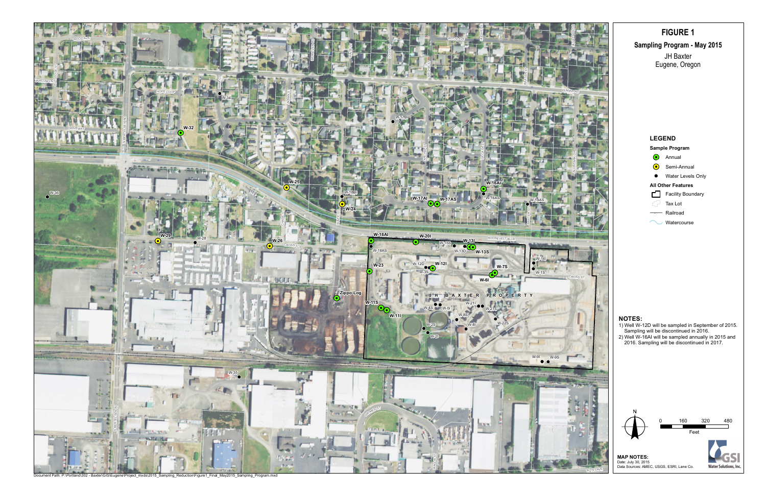# FIGURE 1

## Sampling Program - May 2015

JH Baxter
Eugene, Oregon

### LEGEND

**Sample Program**

- Annual
- Semi-Annual
- Water Levels Only

**All Other Features**

- Facility Boundary
- Tax Lot
- Railroad
- Watercourse

### NOTES:

1) Well W-12D will be sampled in September of 2015. Sampling will be discontinued in 2016.
2) Well W-16AI will be sampled annually in 2015 and 2016. Sampling will be discontinued in 2017.

0 160 320 480
Feet

**MAP NOTES:**
Date: July 30, 2015
Data Sources: AMEC, USGS, ESRI, Lane Co.

GSI Water Solutions, Inc.

Document Path: P:\Portland\302 - Baxter\GIS\Eugene\Project_mxds\2015_Sampling_Reduction\Figure1_Final_May2015_Sampling_Program.mxd